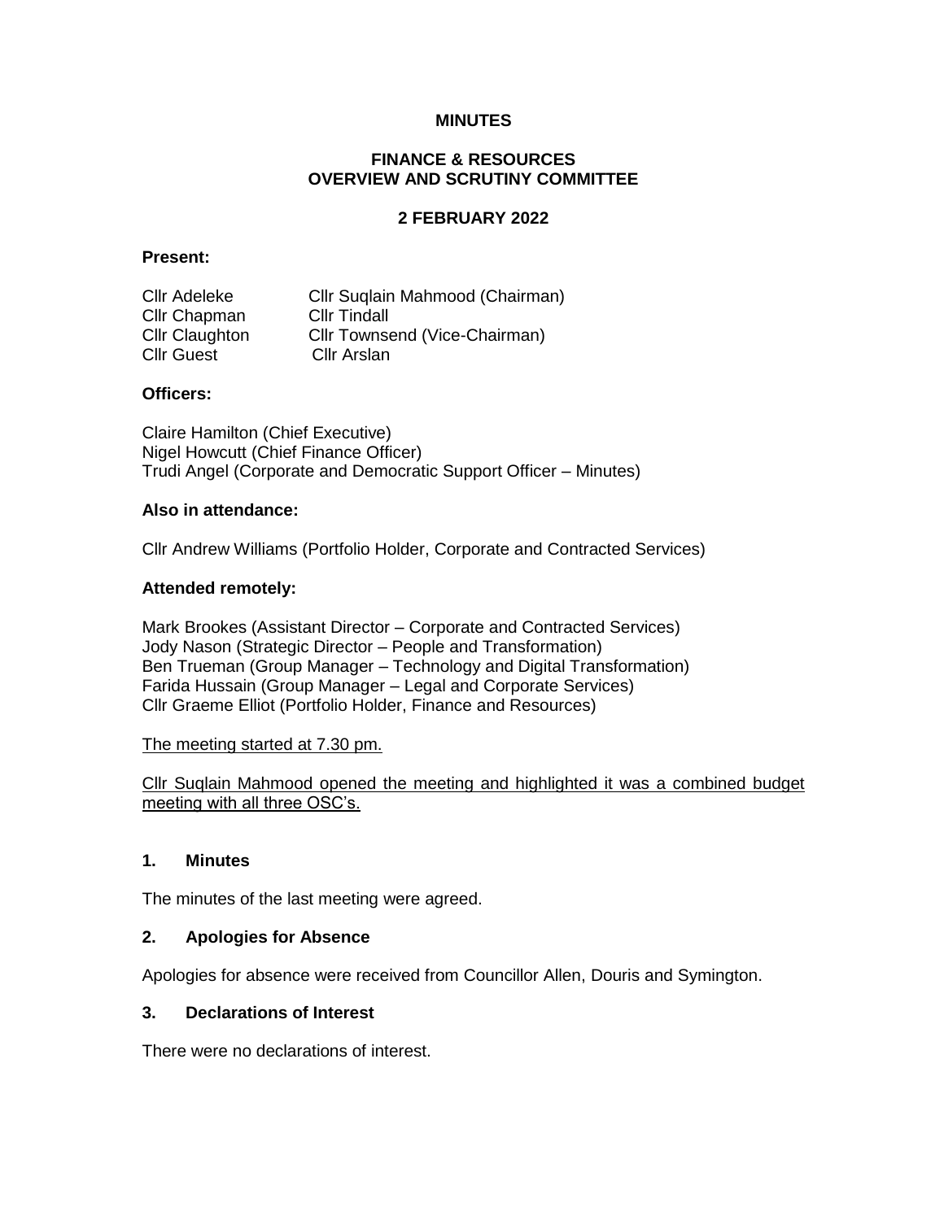**MINUTES**

**FINANCE & RESOURCES**
**OVERVIEW AND SCRUTINY COMMITTEE**

**2 FEBRUARY 2022**

**Present:**

| | |
|---|---|
| Cllr Adeleke | Cllr Suqlain Mahmood (Chairman) |
| Cllr Chapman | Cllr Tindall |
| Cllr Claughton | Cllr Townsend (Vice-Chairman) |
| Cllr Guest | Cllr Arslan |

**Officers:**

Claire Hamilton (Chief Executive)
Nigel Howcutt (Chief Finance Officer)
Trudi Angel (Corporate and Democratic Support Officer – Minutes)

**Also in attendance:**

Cllr Andrew Williams (Portfolio Holder, Corporate and Contracted Services)

**Attended remotely:**

Mark Brookes (Assistant Director – Corporate and Contracted Services)
Jody Nason (Strategic Director – People and Transformation)
Ben Trueman (Group Manager – Technology and Digital Transformation)
Farida Hussain (Group Manager – Legal and Corporate Services)
Cllr Graeme Elliot (Portfolio Holder, Finance and Resources)

The meeting started at 7.30 pm.

Cllr Suqlain Mahmood opened the meeting and highlighted it was a combined budget meeting with all three OSC's.

**1. Minutes**

The minutes of the last meeting were agreed.

**2. Apologies for Absence**

Apologies for absence were received from Councillor Allen, Douris and Symington.

**3. Declarations of Interest**

There were no declarations of interest.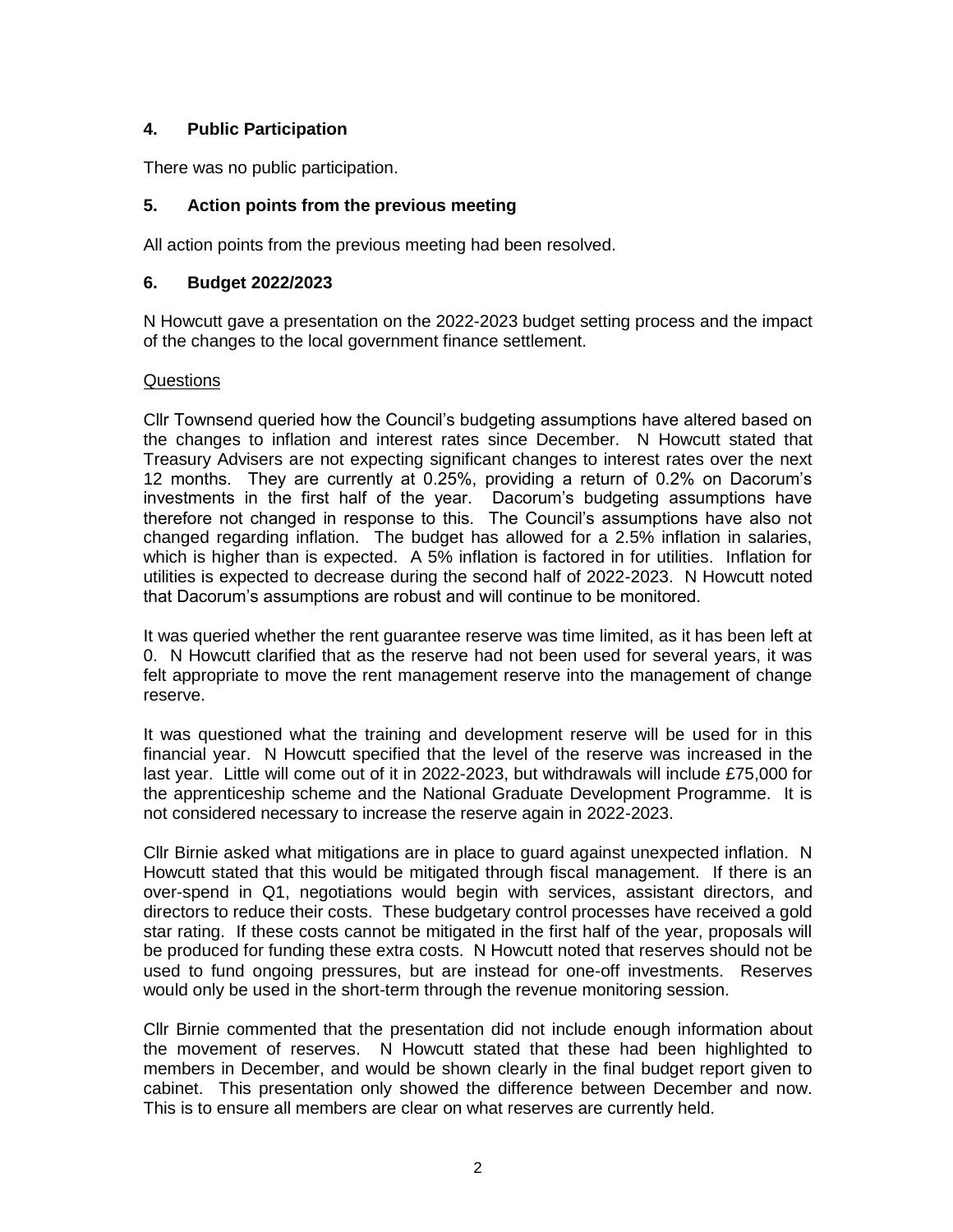## 4. Public Participation

There was no public participation.

## 5. Action points from the previous meeting

All action points from the previous meeting had been resolved.

## 6. Budget 2022/2023

N Howcutt gave a presentation on the 2022-2023 budget setting process and the impact of the changes to the local government finance settlement.

Questions

Cllr Townsend queried how the Council's budgeting assumptions have altered based on the changes to inflation and interest rates since December. N Howcutt stated that Treasury Advisers are not expecting significant changes to interest rates over the next 12 months. They are currently at 0.25%, providing a return of 0.2% on Dacorum's investments in the first half of the year. Dacorum's budgeting assumptions have therefore not changed in response to this. The Council's assumptions have also not changed regarding inflation. The budget has allowed for a 2.5% inflation in salaries, which is higher than is expected. A 5% inflation is factored in for utilities. Inflation for utilities is expected to decrease during the second half of 2022-2023. N Howcutt noted that Dacorum's assumptions are robust and will continue to be monitored.

It was queried whether the rent guarantee reserve was time limited, as it has been left at 0. N Howcutt clarified that as the reserve had not been used for several years, it was felt appropriate to move the rent management reserve into the management of change reserve.

It was questioned what the training and development reserve will be used for in this financial year. N Howcutt specified that the level of the reserve was increased in the last year. Little will come out of it in 2022-2023, but withdrawals will include £75,000 for the apprenticeship scheme and the National Graduate Development Programme. It is not considered necessary to increase the reserve again in 2022-2023.

Cllr Birnie asked what mitigations are in place to guard against unexpected inflation. N Howcutt stated that this would be mitigated through fiscal management. If there is an over-spend in Q1, negotiations would begin with services, assistant directors, and directors to reduce their costs. These budgetary control processes have received a gold star rating. If these costs cannot be mitigated in the first half of the year, proposals will be produced for funding these extra costs. N Howcutt noted that reserves should not be used to fund ongoing pressures, but are instead for one-off investments. Reserves would only be used in the short-term through the revenue monitoring session.

Cllr Birnie commented that the presentation did not include enough information about the movement of reserves. N Howcutt stated that these had been highlighted to members in December, and would be shown clearly in the final budget report given to cabinet. This presentation only showed the difference between December and now. This is to ensure all members are clear on what reserves are currently held.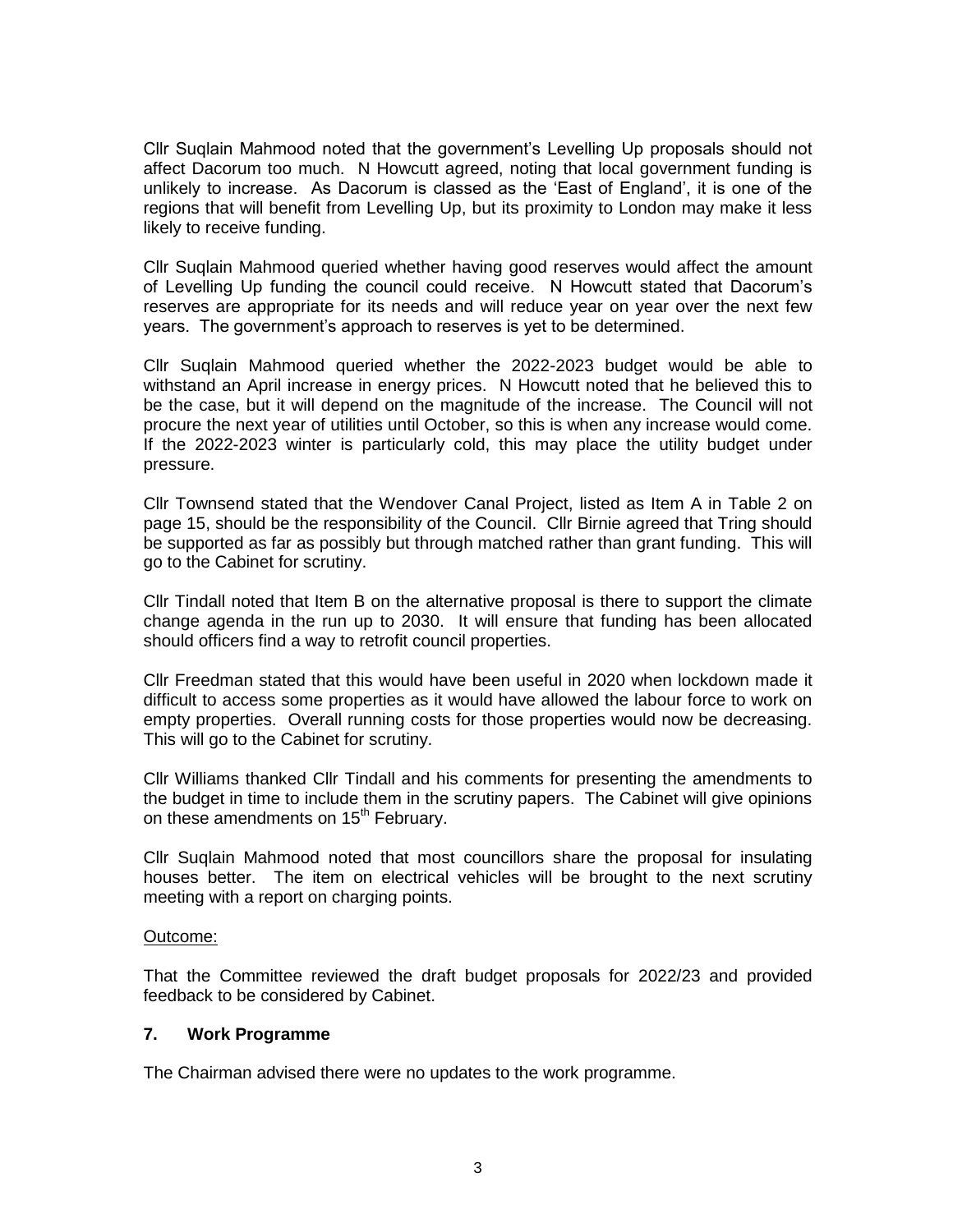Cllr Suqlain Mahmood noted that the government's Levelling Up proposals should not affect Dacorum too much. N Howcutt agreed, noting that local government funding is unlikely to increase. As Dacorum is classed as the 'East of England', it is one of the regions that will benefit from Levelling Up, but its proximity to London may make it less likely to receive funding.

Cllr Suqlain Mahmood queried whether having good reserves would affect the amount of Levelling Up funding the council could receive. N Howcutt stated that Dacorum's reserves are appropriate for its needs and will reduce year on year over the next few years. The government's approach to reserves is yet to be determined.

Cllr Suqlain Mahmood queried whether the 2022-2023 budget would be able to withstand an April increase in energy prices. N Howcutt noted that he believed this to be the case, but it will depend on the magnitude of the increase. The Council will not procure the next year of utilities until October, so this is when any increase would come. If the 2022-2023 winter is particularly cold, this may place the utility budget under pressure.

Cllr Townsend stated that the Wendover Canal Project, listed as Item A in Table 2 on page 15, should be the responsibility of the Council. Cllr Birnie agreed that Tring should be supported as far as possibly but through matched rather than grant funding. This will go to the Cabinet for scrutiny.

Cllr Tindall noted that Item B on the alternative proposal is there to support the climate change agenda in the run up to 2030. It will ensure that funding has been allocated should officers find a way to retrofit council properties.

Cllr Freedman stated that this would have been useful in 2020 when lockdown made it difficult to access some properties as it would have allowed the labour force to work on empty properties. Overall running costs for those properties would now be decreasing. This will go to the Cabinet for scrutiny.

Cllr Williams thanked Cllr Tindall and his comments for presenting the amendments to the budget in time to include them in the scrutiny papers. The Cabinet will give opinions on these amendments on 15th February.

Cllr Suqlain Mahmood noted that most councillors share the proposal for insulating houses better. The item on electrical vehicles will be brought to the next scrutiny meeting with a report on charging points.

Outcome:

That the Committee reviewed the draft budget proposals for 2022/23 and provided feedback to be considered by Cabinet.

## 7. Work Programme

The Chairman advised there were no updates to the work programme.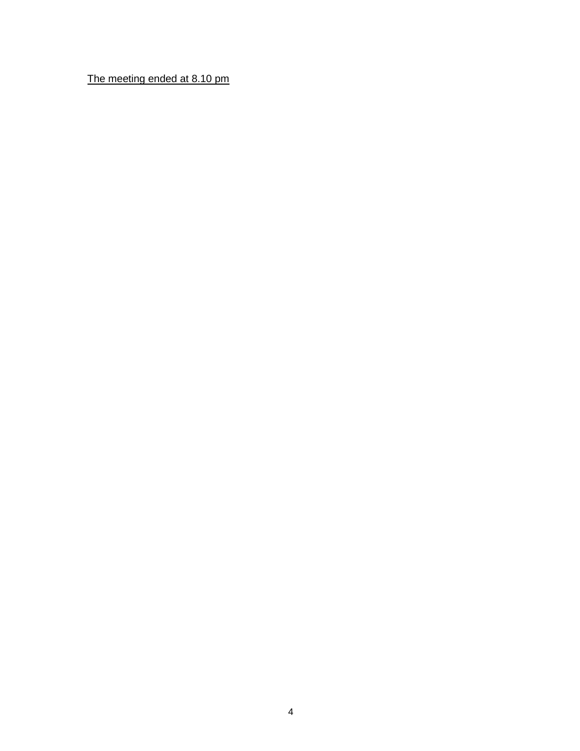<u>The meeting ended at 8.10 pm</u>